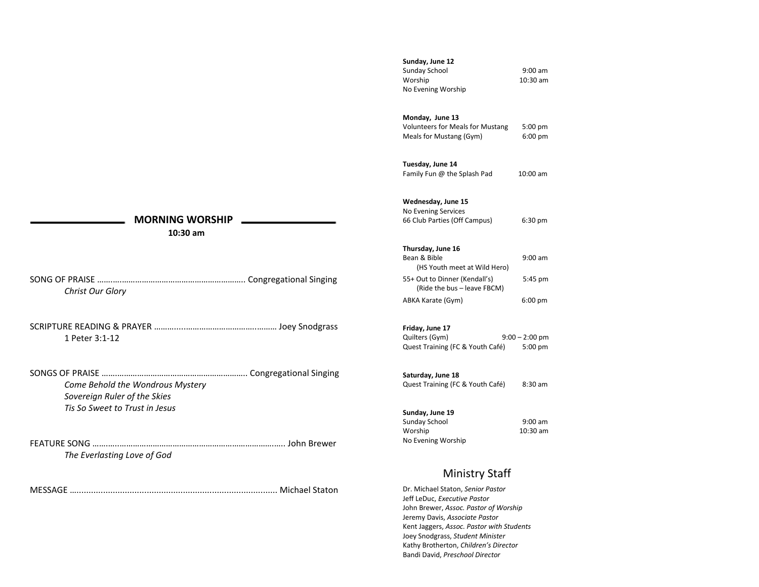## MORNING WORSHIP

**10:30 am**

SONG OF PRAISE ………………………………………………………. Congregational Singing

*Christ Our Glory*

SCRIPTURE READING & PRAYER ………..…..……………………….……… Joey Snodgrass

1 Peter 3:1-12

SONGS OF PRAISE ………………………………………………………. Congregational Singing

*Come Behold the Wondrous Mystery*
*Sovereign Ruler of the Skies*
*Tis So Sweet to Trust in Jesus*

FEATURE SONG ……………………………………………………………………….. John Brewer

*The Everlasting Love of God*

MESSAGE ….................................................................................. Michael Staton

**Sunday, June 12**

| | |
|---|---|
| Sunday School | 9:00 am |
| Worship | 10:30 am |
| No Evening Worship | |

**Monday, June 13**

| | |
|---|---|
| Volunteers for Meals for Mustang | 5:00 pm |
| Meals for Mustang (Gym) | 6:00 pm |

**Tuesday, June 14**

| | |
|---|---|
| Family Fun @ the Splash Pad | 10:00 am |

**Wednesday, June 15**

| | |
|---|---|
| No Evening Services | |
| 66 Club Parties (Off Campus) | 6:30 pm |

**Thursday, June 16**

| | |
|---|---|
| Bean & Bible (HS Youth meet at Wild Hero) | 9:00 am |
| 55+ Out to Dinner (Kendall's) (Ride the bus – leave FBCM) | 5:45 pm |
| ABKA Karate (Gym) | 6:00 pm |

**Friday, June 17**

| | |
|---|---|
| Quilters (Gym) | 9:00 – 2:00 pm |
| Quest Training (FC & Youth Café) | 5:00 pm |

**Saturday, June 18**

| | |
|---|---|
| Quest Training (FC & Youth Café) | 8:30 am |

**Sunday, June 19**

| | |
|---|---|
| Sunday School | 9:00 am |
| Worship | 10:30 am |
| No Evening Worship | |

## Ministry Staff

Dr. Michael Staton, *Senior Pastor*
Jeff LeDuc, *Executive Pastor*
John Brewer, *Assoc. Pastor of Worship*
Jeremy Davis, *Associate Pastor*
Kent Jaggers, *Assoc. Pastor with Students*
Joey Snodgrass, *Student Minister*
Kathy Brotherton, *Children's Director*
Bandi David, *Preschool Director*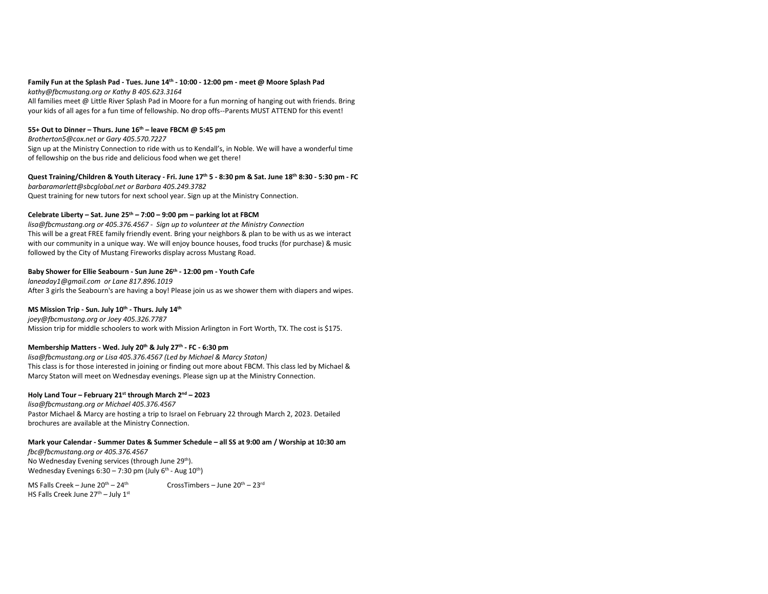**Family Fun at the Splash Pad - Tues. June 14th - 10:00 - 12:00 pm - meet @ Moore Splash Pad**
*kathy@fbcmustang.org or Kathy B 405.623.3164*
All families meet @ Little River Splash Pad in Moore for a fun morning of hanging out with friends. Bring your kids of all ages for a fun time of fellowship. No drop offs--Parents MUST ATTEND for this event!

**55+ Out to Dinner – Thurs. June 16th – leave FBCM @ 5:45 pm**
*Brotherton5@cox.net or Gary 405.570.7227*
Sign up at the Ministry Connection to ride with us to Kendall's, in Noble. We will have a wonderful time of fellowship on the bus ride and delicious food when we get there!

**Quest Training/Children & Youth Literacy - Fri. June 17th 5 - 8:30 pm & Sat. June 18th 8:30 - 5:30 pm - FC**
*barbaramarlett@sbcglobal.net or Barbara 405.249.3782*
Quest training for new tutors for next school year. Sign up at the Ministry Connection.

**Celebrate Liberty – Sat. June 25th – 7:00 – 9:00 pm – parking lot at FBCM**
*lisa@fbcmustang.org or 405.376.4567 - Sign up to volunteer at the Ministry Connection*
This will be a great FREE family friendly event. Bring your neighbors & plan to be with us as we interact with our community in a unique way. We will enjoy bounce houses, food trucks (for purchase) & music followed by the City of Mustang Fireworks display across Mustang Road.

**Baby Shower for Ellie Seabourn - Sun June 26th - 12:00 pm - Youth Cafe**
*laneaday1@gmail.com or Lane 817.896.1019*
After 3 girls the Seabourn's are having a boy! Please join us as we shower them with diapers and wipes.

**MS Mission Trip - Sun. July 10th - Thurs. July 14th**
*joey@fbcmustang.org or Joey 405.326.7787*
Mission trip for middle schoolers to work with Mission Arlington in Fort Worth, TX. The cost is $175.

**Membership Matters - Wed. July 20th & July 27th - FC - 6:30 pm**
*lisa@fbcmustang.org or Lisa 405.376.4567 (Led by Michael & Marcy Staton)*
This class is for those interested in joining or finding out more about FBCM. This class led by Michael & Marcy Staton will meet on Wednesday evenings. Please sign up at the Ministry Connection.

**Holy Land Tour – February 21st through March 2nd – 2023**
*lisa@fbcmustang.org or Michael 405.376.4567*
Pastor Michael & Marcy are hosting a trip to Israel on February 22 through March 2, 2023. Detailed brochures are available at the Ministry Connection.

**Mark your Calendar - Summer Dates & Summer Schedule – all SS at 9:00 am / Worship at 10:30 am**
*fbc@fbcmustang.org or 405.376.4567*
No Wednesday Evening services (through June 29th).
Wednesday Evenings 6:30 – 7:30 pm (July 6th - Aug 10th)

MS Falls Creek – June 20th – 24th
CrossTimbers – June 20th – 23rd
HS Falls Creek June 27th – July 1st